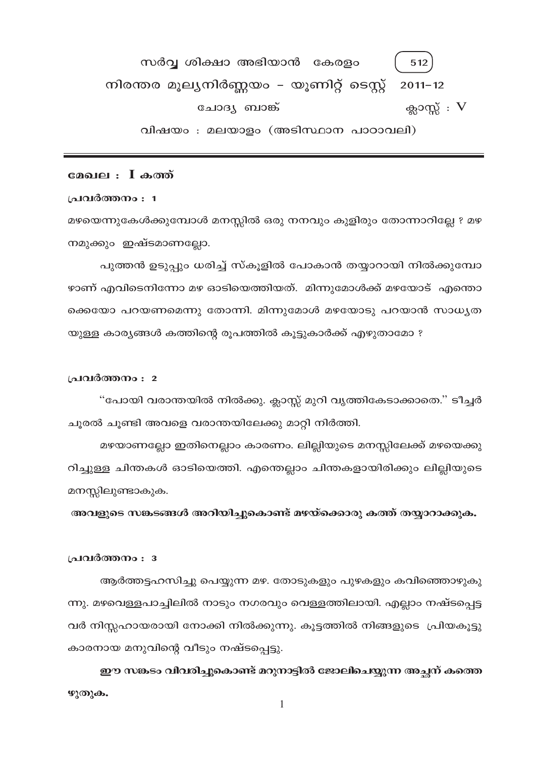# സർവ്വ ശിക്ഷാ അഭിയാൻ കേരളം

512

## നിരന്തര മൂല്യനിർണ്ണയം – യൂണിറ്റ് ടെസ്റ്റ് 2011–12

ചോദ്യ ബാങ്ക് — ക്ലാസ്സ് : V

വിഷയം : മലയാളം (അടിസ്ഥാന പാഠാവലി)

---

### മേഖല : I കത്ത്

**പ്രവർത്തനം : 1**

മഴയെന്നുകേൾക്കുമ്പോൾ മനസ്സിൽ ഒരു നനവും കുളിരും തോന്നാറില്ലേ ? മഴ നമുക്കും ഇഷ്ടമാണല്ലോ.

പുത്തൻ ഉടുപ്പും ധരിച്ച് സ്കൂളിൽ പോകാൻ തയ്യാറായി നിൽക്കുമ്പോഴാണ് എവിടെനിന്നോ മഴ ഓടിയെത്തിയത്. മിന്നുമോൾക്ക് മഴയോട് എന്തൊക്കെയോ പറയണമെന്നു തോന്നി. മിന്നുമോൾ മഴയോടു പറയാൻ സാധ്യതയുള്ള കാര്യങ്ങൾ കത്തിന്റെ രൂപത്തിൽ കൂട്ടുകാർക്ക് എഴുതാമോ ?

**പ്രവർത്തനം : 2**

"പോയി വരാന്തയിൽ നിൽക്കു. ക്ലാസ്സ് മുറി വൃത്തികേടാക്കാതെ." ടീച്ചർ ചൂരൽ ചൂണ്ടി അവളെ വരാന്തയിലേക്കു മാറ്റി നിർത്തി.

മഴയാണല്ലോ ഇതിനെല്ലാം കാരണം. ലില്ലിയുടെ മനസ്സിലേക്ക് മഴയെക്കുറിച്ചുള്ള ചിന്തകൾ ഓടിയെത്തി. എന്തെല്ലാം ചിന്തകളായിരിക്കും ലില്ലിയുടെ മനസ്സിലുണ്ടാകുക.

**അവളുടെ സങ്കടങ്ങൾ അറിയിച്ചുകൊണ്ട് മഴയ്ക്കൊരു കത്ത് തയ്യാറാക്കുക.**

**പ്രവർത്തനം : 3**

ആർത്തട്ടഹസിച്ചു പെയ്യുന്ന മഴ. തോടുകളും പുഴകളും കവിഞ്ഞൊഴുകുന്നു. മഴവെള്ളപാച്ചിലിൽ നാടും നഗരവും വെള്ളത്തിലായി. എല്ലാം നഷ്ടപ്പെട്ടവർ നിസ്സഹായരായി നോക്കി നിൽക്കുന്നു. കൂട്ടത്തിൽ നിങ്ങളുടെ പ്രിയകൂട്ടുകാരനായ മനുവിന്റെ വീടും നഷ്ടപ്പെട്ടു.

**ഈ സങ്കടം വിവരിച്ചുകൊണ്ട് മറുനാട്ടിൽ ജോലിചെയ്യുന്ന അച്ഛന് കത്തെഴുതുക.**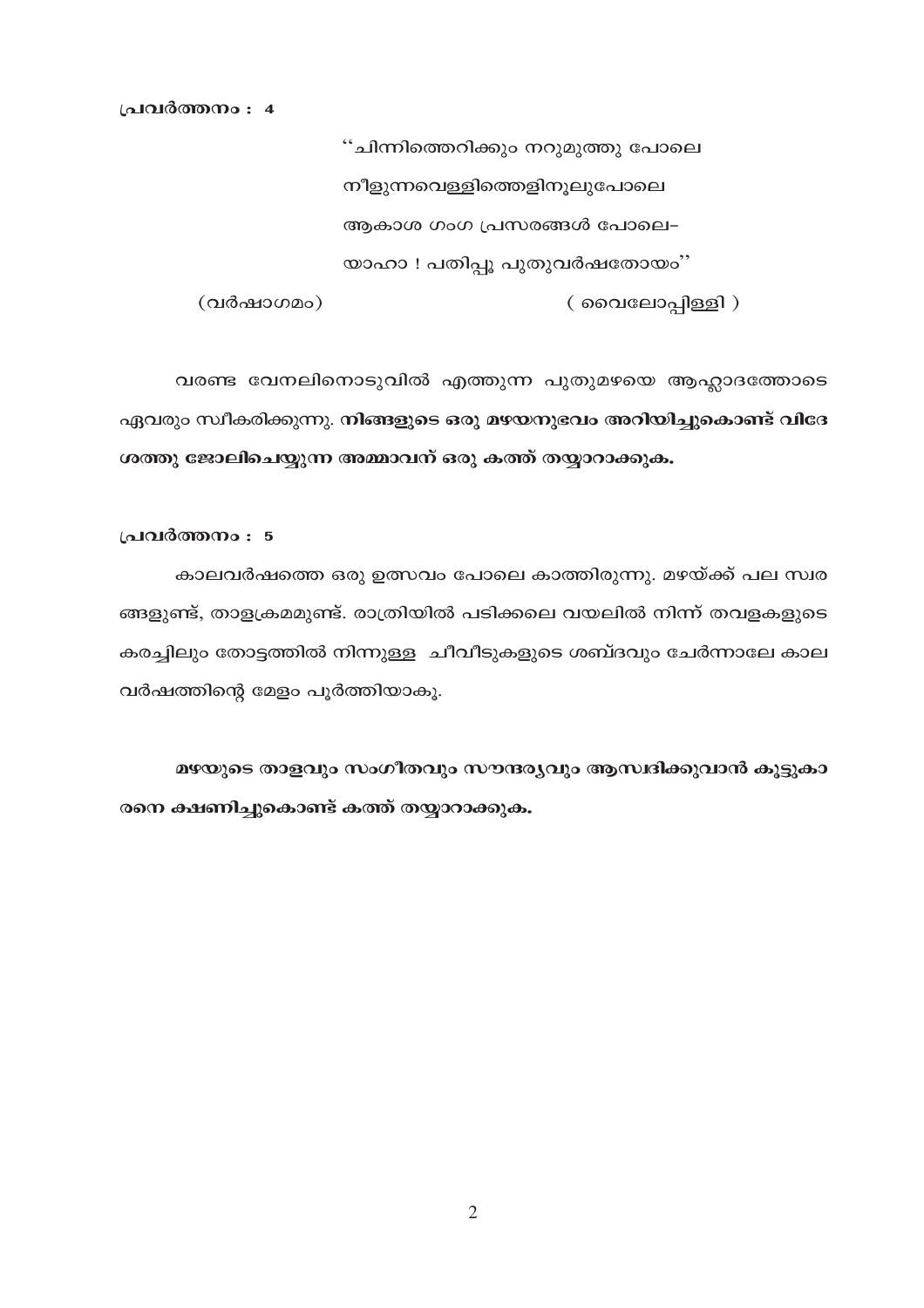**പ്രവർത്തനം : 4**

> "ചിന്നിത്തെറിക്കും നറുമുത്തു പോലെ
> നീളുന്നവെള്ളിത്തെളിനൂലുപോലെ
> ആകാശ ഗംഗ പ്രസരങ്ങൾ പോലെ–
> യാഹാ ! പതിപ്പൂ പുതുവർഷതോയം"
>
> (വർഷാഗമം) ( വൈലോപ്പിള്ളി )

വരണ്ട വേനലിനൊടുവിൽ എത്തുന്ന പുതുമഴയെ ആഹ്ലാദത്തോടെ ഏവരും സ്വീകരിക്കുന്നു. **നിങ്ങളുടെ ഒരു മഴയനുഭവം അറിയിച്ചുകൊണ്ട് വിദേശത്തു ജോലിചെയ്യുന്ന അമ്മാവന് ഒരു കത്ത് തയ്യാറാക്കുക.**

**പ്രവർത്തനം : 5**

കാലവർഷത്തെ ഒരു ഉത്സവം പോലെ കാത്തിരുന്നു. മഴയ്ക്ക് പല സ്വരങ്ങളുണ്ട്, താളക്രമമുണ്ട്. രാത്രിയിൽ പടിക്കലെ വയലിൽ നിന്ന് തവളകളുടെ കരച്ചിലും തോട്ടത്തിൽ നിന്നുള്ള ചീവീടുകളുടെ ശബ്ദവും ചേർന്നാലേ കാലവർഷത്തിന്റെ മേളം പൂർത്തിയാകൂ.

**മഴയുടെ താളവും സംഗീതവും സൗന്ദര്യവും ആസ്വദിക്കുവാൻ കൂട്ടുകാരനെ ക്ഷണിച്ചുകൊണ്ട് കത്ത് തയ്യാറാക്കുക.**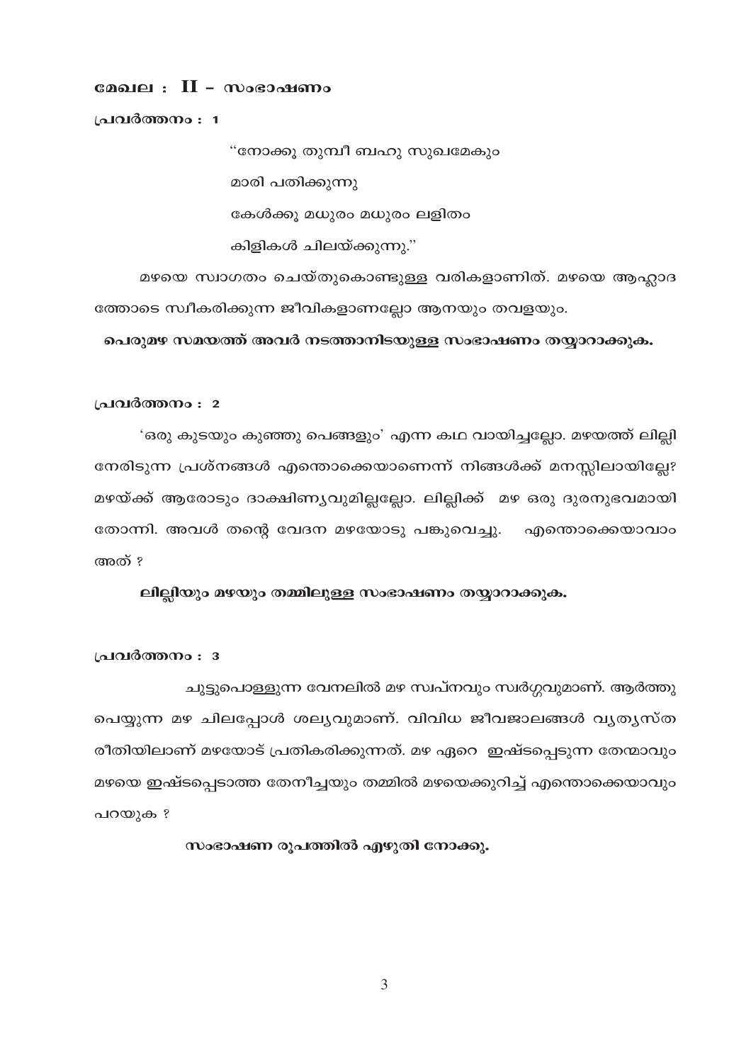## മേഖല : II - സംഭാഷണം

**പ്രവർത്തനം : 1**

"നോക്കൂ തുമ്പീ ബഹു സുഖമേകും
മാരി പതിക്കുന്നു
കേൾക്കൂ മധുരം മധുരം ലളിതം
കിളികൾ ചിലയ്ക്കുന്നു."

മഴയെ സ്വാഗതം ചെയ്തുകൊണ്ടുള്ള വരികളാണിത്. മഴയെ ആഹ്ലാദത്തോടെ സ്വീകരിക്കുന്ന ജീവികളാണല്ലോ ആനയും തവളയും.

**പെരുമഴ സമയത്ത് അവർ നടത്താനിടയുള്ള സംഭാഷണം തയ്യാറാക്കുക.**

**പ്രവർത്തനം : 2**

'ഒരു കുടയും കുഞ്ഞു പെങ്ങളും' എന്ന കഥ വായിച്ചല്ലോ. മഴയത്ത് ലില്ലി നേരിടുന്ന പ്രശ്നങ്ങൾ എന്തൊക്കെയാണെന്ന് നിങ്ങൾക്ക് മനസ്സിലായില്ലേ? മഴയ്ക്ക് ആരോടും ദാക്ഷിണ്യവുമില്ലല്ലോ. ലില്ലിക്ക് മഴ ഒരു ദുരനുഭവമായി തോന്നി. അവൾ തന്റെ വേദന മഴയോടു പങ്കുവെച്ചു. എന്തൊക്കെയാവാം അത് ?

**ലില്ലിയും മഴയും തമ്മിലുള്ള സംഭാഷണം തയ്യാറാക്കുക.**

**പ്രവർത്തനം : 3**

ചുട്ടുപൊള്ളുന്ന വേനലിൽ മഴ സ്വപ്നവും സ്വർഗ്ഗവുമാണ്. ആർത്തു പെയ്യുന്ന മഴ ചിലപ്പോൾ ശല്യവുമാണ്. വിവിധ ജീവജാലങ്ങൾ വ്യത്യസ്ത രീതിയിലാണ് മഴയോട് പ്രതികരിക്കുന്നത്. മഴ ഏറെ ഇഷ്ടപ്പെടുന്ന തേന്മാവും മഴയെ ഇഷ്ടപ്പെടാത്ത തേനീച്ചയും തമ്മിൽ മഴയെക്കുറിച്ച് എന്തൊക്കെയാവും പറയുക ?

**സംഭാഷണ രൂപത്തിൽ എഴുതി നോക്കൂ.**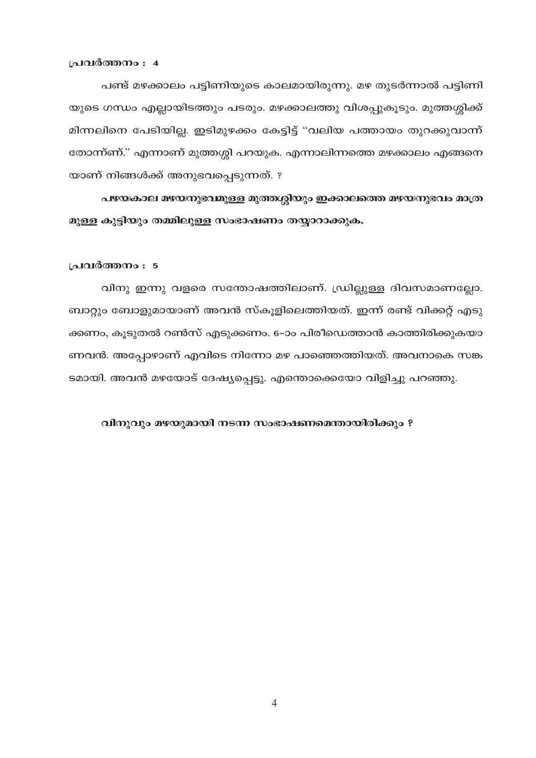**പ്രവർത്തനം : 4**

പണ്ട് മഴക്കാലം പട്ടിണിയുടെ കാലമായിരുന്നു. മഴ തുടർന്നാൽ പട്ടിണിയുടെ ഗന്ധം എല്ലായിടത്തും പടരും. മഴക്കാലത്തു വിശപ്പുകൂടും. മുത്തശ്ശിക്ക് മിന്നലിനെ പേടിയില്ല. ഇടിമുഴക്കം കേട്ടിട്ട് "വലിയ പത്തായം തുറക്കുവാന്ന് തോന്ന്ണ്." എന്നാണ് മുത്തശ്ശി പറയുക. എന്നാലിന്നത്തെ മഴക്കാലം എങ്ങനെയാണ് നിങ്ങൾക്ക് അനുഭവപ്പെടുന്നത്. ?

**പഴയകാല മഴയനുഭവമുള്ള മുത്തശ്ശിയും ഇക്കാലത്തെ മഴയനുഭവം മാത്രമുള്ള കുട്ടിയും തമ്മിലുള്ള സംഭാഷണം തയ്യാറാക്കുക.**

**പ്രവർത്തനം : 5**

വിനു ഇന്നു വളരെ സന്തോഷത്തിലാണ്. ഡ്രില്ലുള്ള ദിവസമാണല്ലോ. ബാറ്റും ബോളുമായാണ് അവൻ സ്കൂളിലെത്തിയത്. ഇന്ന് രണ്ട് വിക്കറ്റ് എടുക്കണം, കൂടുതൽ റൺസ് എടുക്കണം. 6–ാം പിരീഡെത്താൻ കാത്തിരിക്കുകയാണവൻ. അപ്പോഴാണ് എവിടെ നിന്നോ മഴ പാഞ്ഞെത്തിയത്. അവനാകെ സങ്കടമായി. അവൻ മഴയോട് ദേഷ്യപ്പെട്ടു. എന്തൊക്കെയോ വിളിച്ചു പറഞ്ഞു.

**വിനുവും മഴയുമായി നടന്ന സംഭാഷണമെന്തായിരിക്കും ?**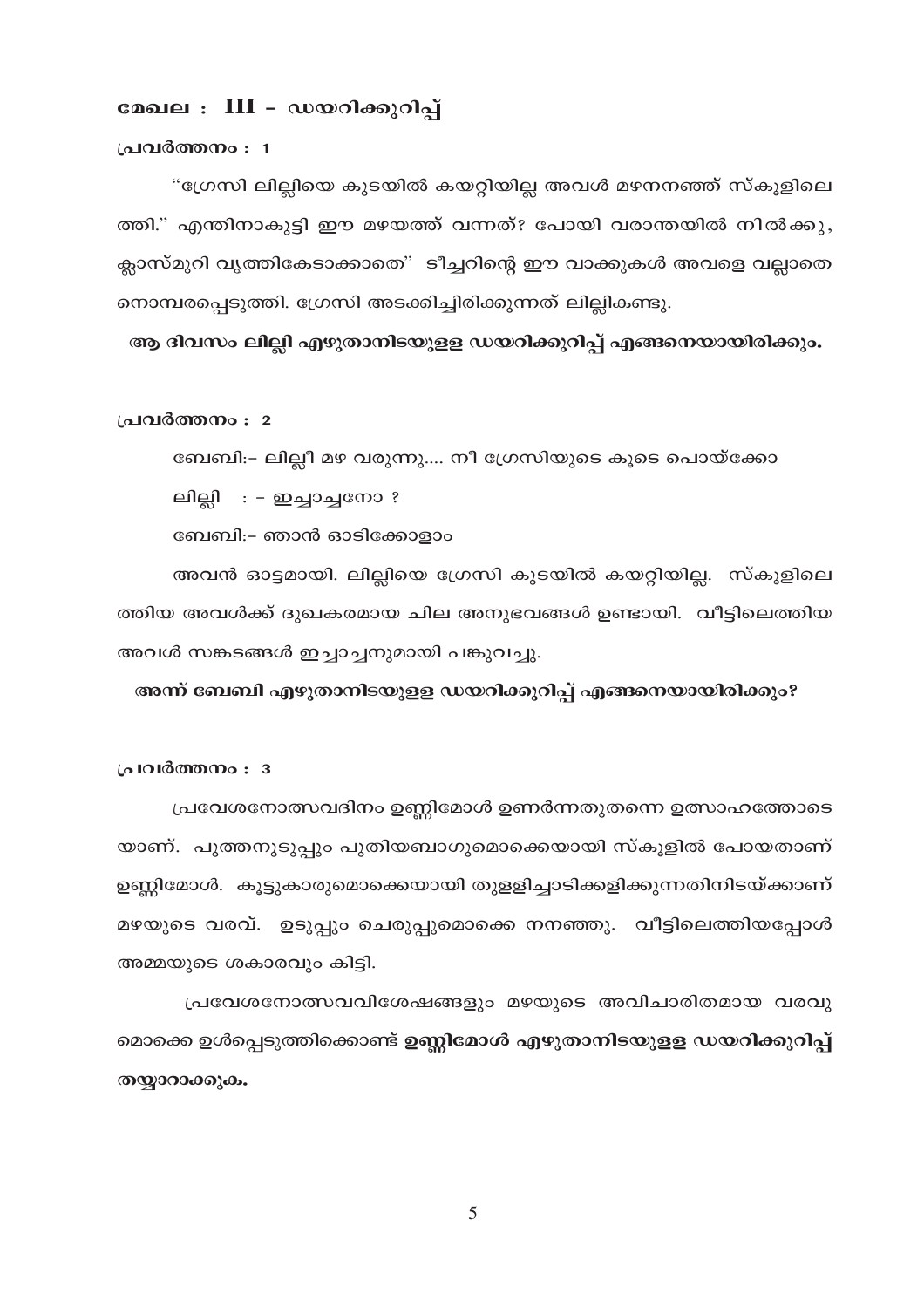## മേഖല : III - ഡയറിക്കുറിപ്പ്

### പ്രവർത്തനം : 1

"ഗ്രേസി ലില്ലിയെ കുടയിൽ കയറ്റിയില്ല അവൾ മഴനനഞ്ഞ് സ്കൂളിലെത്തി." എന്തിനാകുട്ടി ഈ മഴയത്ത് വന്നത്? പോയി വരാന്തയിൽ നിൽക്കു, ക്ലാസ്മുറി വൃത്തികേടാക്കാതെ" ടീച്ചറിന്റെ ഈ വാക്കുകൾ അവളെ വല്ലാതെ നൊമ്പരപ്പെടുത്തി. ഗ്രേസി അടക്കിച്ചിരിക്കുന്നത് ലില്ലികണ്ടു.

**ആ ദിവസം ലില്ലി എഴുതാനിടയുള്ള ഡയറിക്കുറിപ്പ് എങ്ങനെയായിരിക്കും.**

### പ്രവർത്തനം : 2

ബേബി:- ലില്ലീ മഴ വരുന്നു.... നീ ഗ്രേസിയുടെ കൂടെ പൊയ്ക്കോ

ലില്ലി : - ഇച്ചാച്ചനോ ?

ബേബി:- ഞാൻ ഓടിക്കോളാം

അവൻ ഓട്ടമായി. ലില്ലിയെ ഗ്രേസി കുടയിൽ കയറ്റിയില്ല. സ്കൂളിലെത്തിയ അവൾക്ക് ദുഖകരമായ ചില അനുഭവങ്ങൾ ഉണ്ടായി. വീട്ടിലെത്തിയ അവൾ സങ്കടങ്ങൾ ഇച്ചാച്ചനുമായി പങ്കുവച്ചു.

**അന്ന് ബേബി എഴുതാനിടയുള്ള ഡയറിക്കുറിപ്പ് എങ്ങനെയായിരിക്കും?**

### പ്രവർത്തനം : 3

പ്രവേശനോത്സവദിനം ഉണ്ണിമോൾ ഉണർന്നതുതന്നെ ഉത്സാഹത്തോടെയാണ്. പുത്തനുടുപ്പും പുതിയബാഗുമൊക്കെയായി സ്കൂളിൽ പോയതാണ് ഉണ്ണിമോൾ. കൂട്ടുകാരുമൊക്കെയായി തുള്ളിച്ചാടിക്കളിക്കുന്നതിനിടയ്ക്കാണ് മഴയുടെ വരവ്. ഉടുപ്പും ചെരുപ്പുമൊക്കെ നനഞ്ഞു. വീട്ടിലെത്തിയപ്പോൾ അമ്മയുടെ ശകാരവും കിട്ടി.

പ്രവേശനോത്സവവിശേഷങ്ങളും മഴയുടെ അവിചാരിതമായ വരവുമൊക്കെ ഉൾപ്പെടുത്തിക്കൊണ്ട് **ഉണ്ണിമോൾ എഴുതാനിടയുള്ള ഡയറിക്കുറിപ്പ് തയ്യാറാക്കുക.**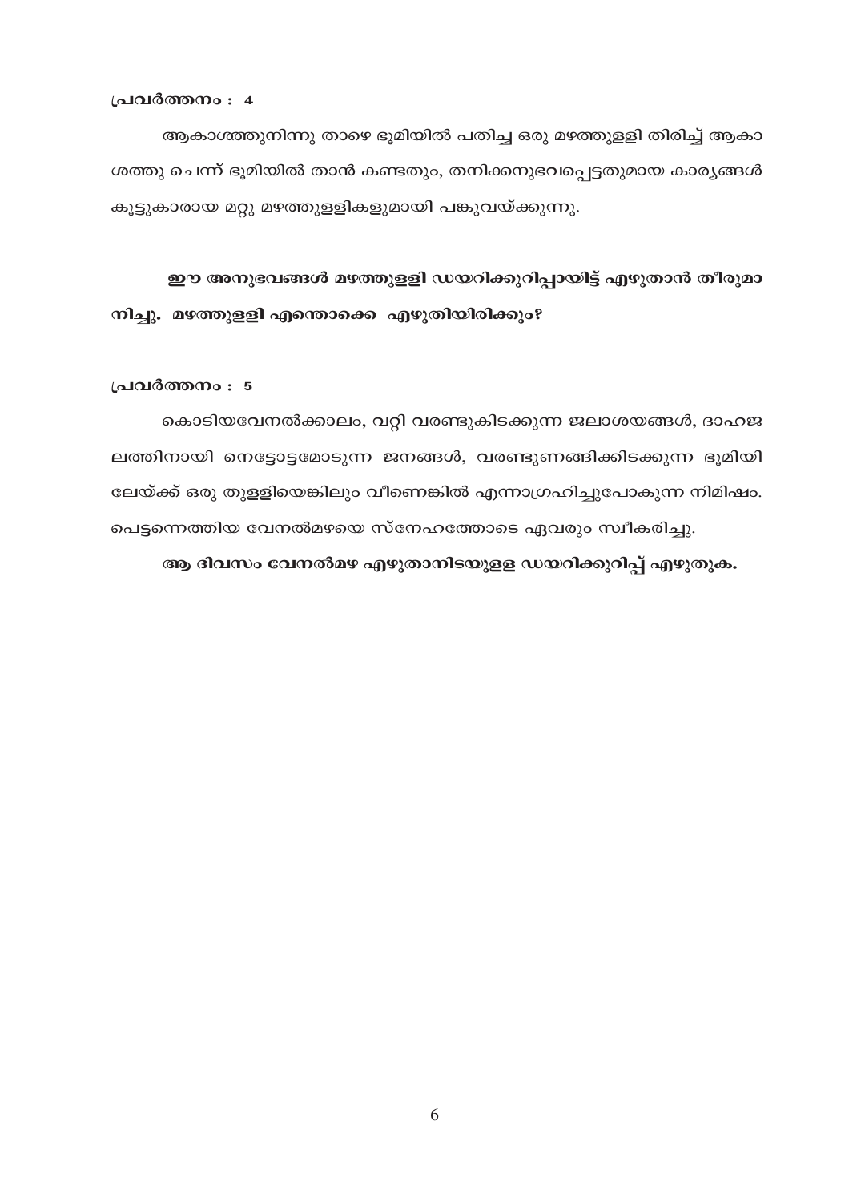പ്രവർത്തനം : 4

ആകാശത്തുനിന്നു താഴെ ഭൂമിയിൽ പതിച്ച ഒരു മഴത്തുള്ളി തിരിച്ച് ആകാശത്തു ചെന്ന് ഭൂമിയിൽ താൻ കണ്ടതും, തനിക്കനുഭവപ്പെട്ടതുമായ കാര്യങ്ങൾ കൂട്ടുകാരായ മറ്റു മഴത്തുള്ളികളുമായി പങ്കുവയ്ക്കുന്നു.

**ഈ അനുഭവങ്ങൾ മഴത്തുള്ളി ഡയറിക്കുറിപ്പായിട്ട് എഴുതാൻ തീരുമാനിച്ചു. മഴത്തുള്ളി എന്തൊക്കെ എഴുതിയിരിക്കും?**

പ്രവർത്തനം : 5

കൊടിയവേനൽക്കാലം, വറ്റി വരണ്ടുകിടക്കുന്ന ജലാശയങ്ങൾ, ദാഹജലത്തിനായി നെട്ടോട്ടമോടുന്ന ജനങ്ങൾ, വരണ്ടുണങ്ങിക്കിടക്കുന്ന ഭൂമിയിലേയ്ക്ക് ഒരു തുള്ളിയെങ്കിലും വീണെങ്കിൽ എന്നാഗ്രഹിച്ചുപോകുന്ന നിമിഷം. പെട്ടന്നെത്തിയ വേനൽമഴയെ സ്നേഹത്തോടെ ഏവരും സ്വീകരിച്ചു.

**ആ ദിവസം വേനൽമഴ എഴുതാനിടയുള്ള ഡയറിക്കുറിപ്പ് എഴുതുക.**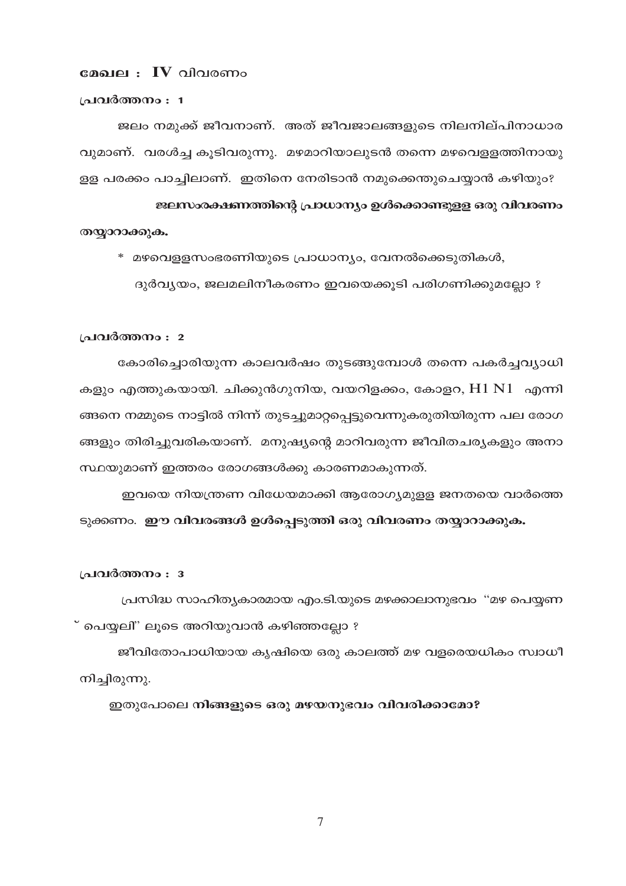**മേഖല : IV** വിവരണം

**പ്രവർത്തനം : 1**

ജലം നമുക്ക് ജീവനാണ്. അത് ജീവജാലങ്ങളുടെ നിലനില്പിനാധാരവുമാണ്. വരൾച്ച കൂടിവരുന്നു. മഴമാറിയാലുടൻ തന്നെ മഴവെള്ളത്തിനായുള്ള പരക്കം പാച്ചിലാണ്. ഇതിനെ നേരിടാൻ നമുക്കെന്തുചെയ്യാൻ കഴിയും?

**ജലസംരക്ഷണത്തിന്റെ പ്രാധാന്യം ഉൾക്കൊണ്ടുള്ള ഒരു വിവരണം തയ്യാറാക്കുക.**

* മഴവെള്ളസംഭരണിയുടെ പ്രാധാന്യം, വേനൽക്കെടുതികൾ, ദുർവ്യയം, ജലമലിനീകരണം ഇവയെക്കൂടി പരിഗണിക്കുമല്ലോ ?

**പ്രവർത്തനം : 2**

കോരിച്ചൊരിയുന്ന കാലവർഷം തുടങ്ങുമ്പോൾ തന്നെ പകർച്ചവ്യാധികളും എത്തുകയായി. ചിക്കുൻഗുനിയ, വയറിളക്കം, കോളറ, H1 N1 എന്നിങ്ങനെ നമ്മുടെ നാട്ടിൽ നിന്ന് തുടച്ചുമാറ്റപ്പെട്ടുവെന്നുകരുതിയിരുന്ന പല രോഗങ്ങളും തിരിച്ചുവരികയാണ്. മനുഷ്യന്റെ മാറിവരുന്ന ജീവിതചര്യകളും അനാസ്ഥയുമാണ് ഇത്തരം രോഗങ്ങൾക്കു കാരണമാകുന്നത്.

ഇവയെ നിയന്ത്രണ വിധേയമാക്കി ആരോഗ്യമുള്ള ജനതയെ വാർത്തെടുക്കണം. **ഈ വിവരങ്ങൾ ഉൾപ്പെടുത്തി ഒരു വിവരണം തയ്യാറാക്കുക.**

**പ്രവർത്തനം : 3**

പ്രസിദ്ധ സാഹിത്യകാരമായ എം.ടി.യുടെ മഴക്കാലാനുഭവം "മഴ പെയ്യണ് പെയ്യലി" ലൂടെ അറിയുവാൻ കഴിഞ്ഞല്ലോ ?

ജീവിതോപാധിയായ കൃഷിയെ ഒരു കാലത്ത് മഴ വളരെയധികം സ്വാധീനിച്ചിരുന്നു.

ഇതുപോലെ **നിങ്ങളുടെ ഒരു മഴയനുഭവം വിവരിക്കാമോ?**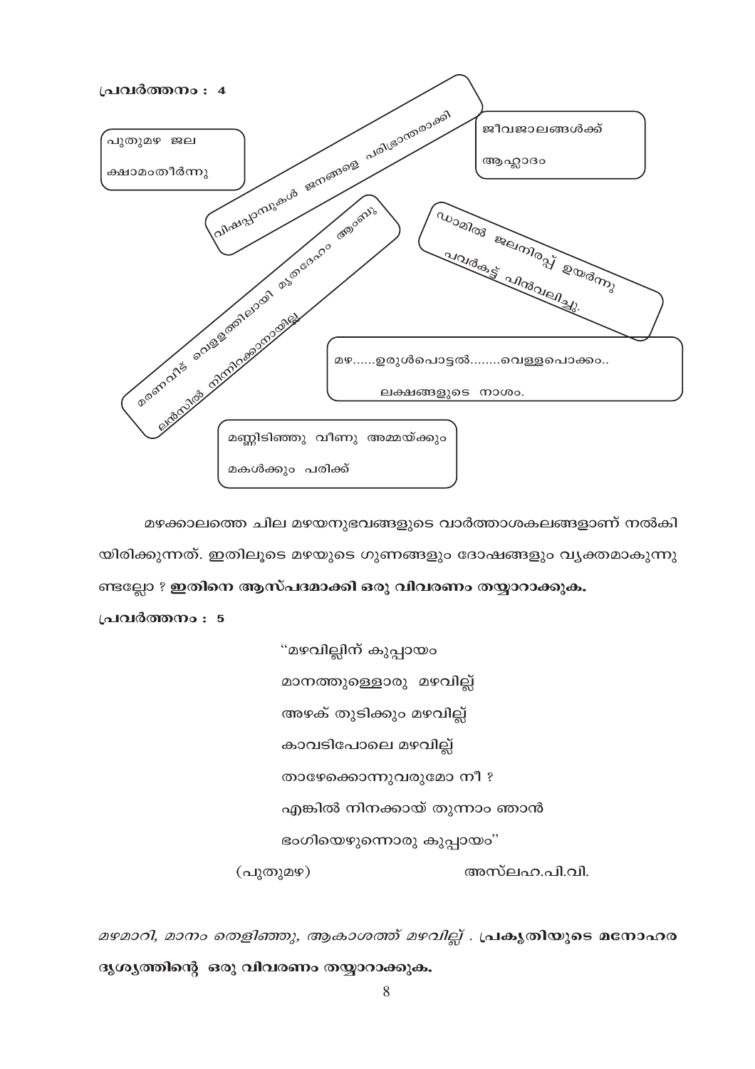**പ്രവർത്തനം : 4**

പുതുമഴ ജല ക്ഷാമംതീർന്നു

വിഷപ്പാമ്പുകൾ ജനങ്ങളെ പരിഭ്രാന്തരാക്കി

ജീവജാലങ്ങൾക്ക് ആഹ്ലാദം

മരണവീട് വെള്ളത്തിലായി മൃതദേഹം ആംബു ലൻസിൽ നിന്നിറക്കാനായില്ല

ഡാമിൽ ജലനിരപ്പ് ഉയർന്നു പവർകട്ട് പിൻവലിച്ചു.

മഴ......ഉരുൾപൊട്ടൽ........വെള്ളപൊക്കം.. ലക്ഷങ്ങളുടെ നാശം.

മണ്ണിടിഞ്ഞു വീണു അമ്മയ്ക്കും മകൾക്കും പരിക്ക്

മഴക്കാലത്തെ ചില മഴയനുഭവങ്ങളുടെ വാർത്താശകലങ്ങളാണ് നൽകിയിരിക്കുന്നത്. ഇതിലൂടെ മഴയുടെ ഗുണങ്ങളും ദോഷങ്ങളും വ്യക്തമാകുന്നുണ്ടല്ലോ ? **ഇതിനെ ആസ്പദമാക്കി ഒരു വിവരണം തയ്യാറാക്കുക.**

**പ്രവർത്തനം : 5**

"മഴവില്ലിന് കുപ്പായം
മാനത്തുള്ളൊരു മഴവില്ല്
അഴക് തുടിക്കും മഴവില്ല്
കാവടിപോലെ മഴവില്ല്
താഴേക്കൊന്നുവരുമോ നീ ?
എങ്കിൽ നിനക്കായ് തുന്നാം ഞാൻ
ഭംഗിയെഴുന്നൊരു കുപ്പായം"

(പുതുമഴ) അസ്ലഹ.പി.വി.

*മഴമാറി, മാനം തെളിഞ്ഞു, ആകാശത്ത് മഴവില്ല്* . **പ്രകൃതിയുടെ മനോഹര ദൃശ്യത്തിന്റെ ഒരു വിവരണം തയ്യാറാക്കുക.**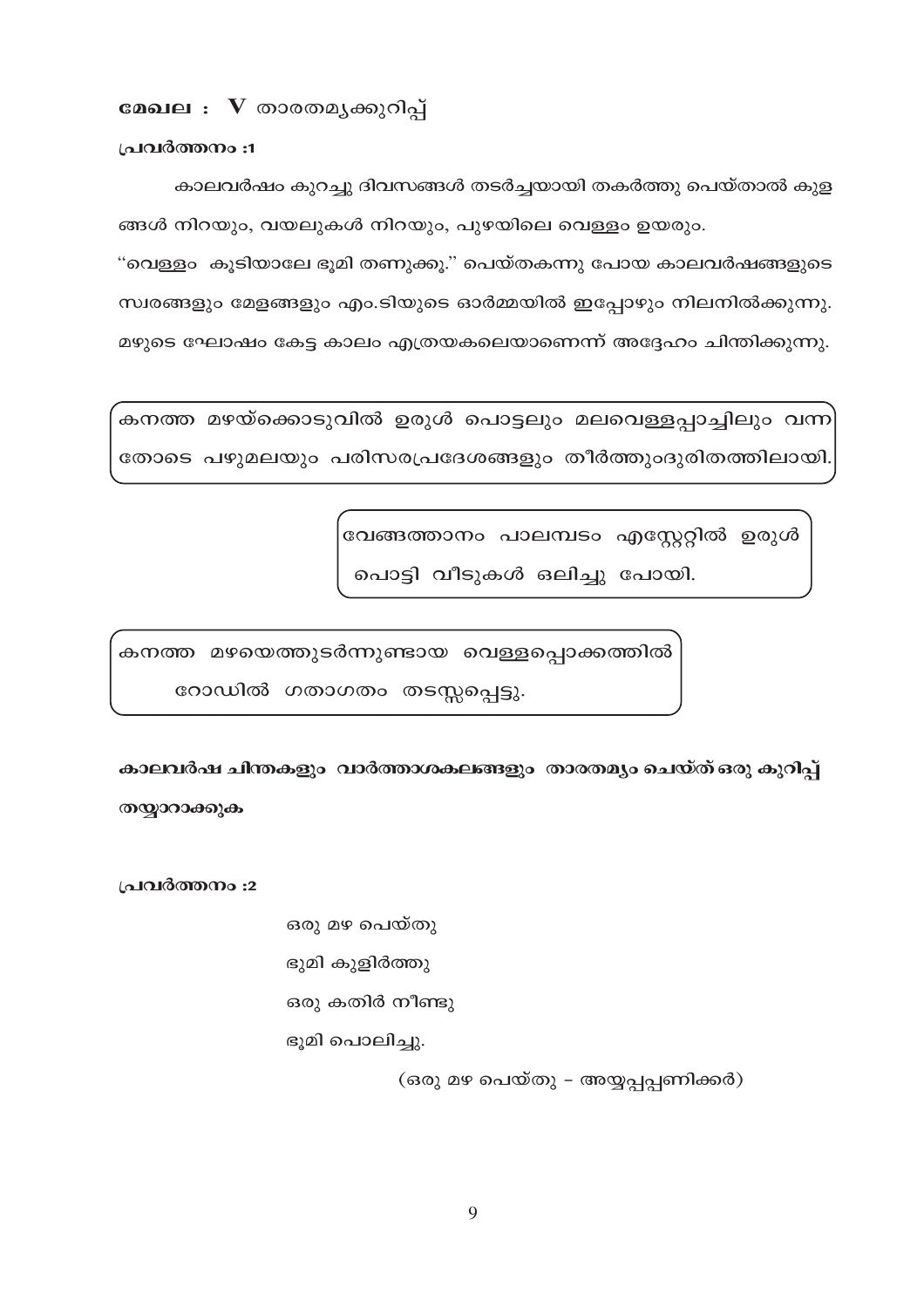**മേഖല : V താരതമ്യക്കുറിപ്പ്**

**പ്രവർത്തനം :1**

കാലവർഷം കുറച്ചു ദിവസങ്ങൾ തടർച്ചയായി തകർത്തു പെയ്താൽ കുളങ്ങൾ നിറയും, വയലുകൾ നിറയും, പുഴയിലെ വെള്ളം ഉയരും.
"വെള്ളം കൂടിയാലേ ഭൂമി തണുക്കൂ." പെയ്തകന്നു പോയ കാലവർഷങ്ങളുടെ സ്വരങ്ങളും മേളങ്ങളും എം.ടിയുടെ ഓർമ്മയിൽ ഇപ്പോഴും നിലനിൽക്കുന്നു. മഴുടെ ഘോഷം കേട്ട കാലം എത്രയകലെയാണെന്ന് അദ്ദേഹം ചിന്തിക്കുന്നു.

കനത്ത മഴയ്ക്കൊടുവിൽ ഉരുൾ പൊട്ടലും മലവെള്ളപ്പാച്ചിലും വന്നതോടെ പഴുമലയും പരിസരപ്രദേശങ്ങളും തീർത്തുംദുരിതത്തിലായി.

വേങ്ങത്താനം പാലമ്പടം എസ്റ്റേറ്റിൽ ഉരുൾ പൊട്ടി വീടുകൾ ഒലിച്ചു പോയി.

കനത്ത മഴയെത്തുടർന്നുണ്ടായ വെള്ളപ്പൊക്കത്തിൽ റോഡിൽ ഗതാഗതം തടസ്സപ്പെട്ടു.

**കാലവർഷ ചിന്തകളും വാർത്താശകലങ്ങളും താരതമ്യം ചെയ്ത് ഒരു കുറിപ്പ് തയ്യാറാക്കുക**

**പ്രവർത്തനം :2**

ഒരു മഴ പെയ്തു
ഭൂമി കുളിർത്തു
ഒരു കതിർ നീണ്ടു
ഭൂമി പൊലിച്ചു.

(ഒരു മഴ പെയ്തു – അയ്യപ്പപ്പണിക്കർ)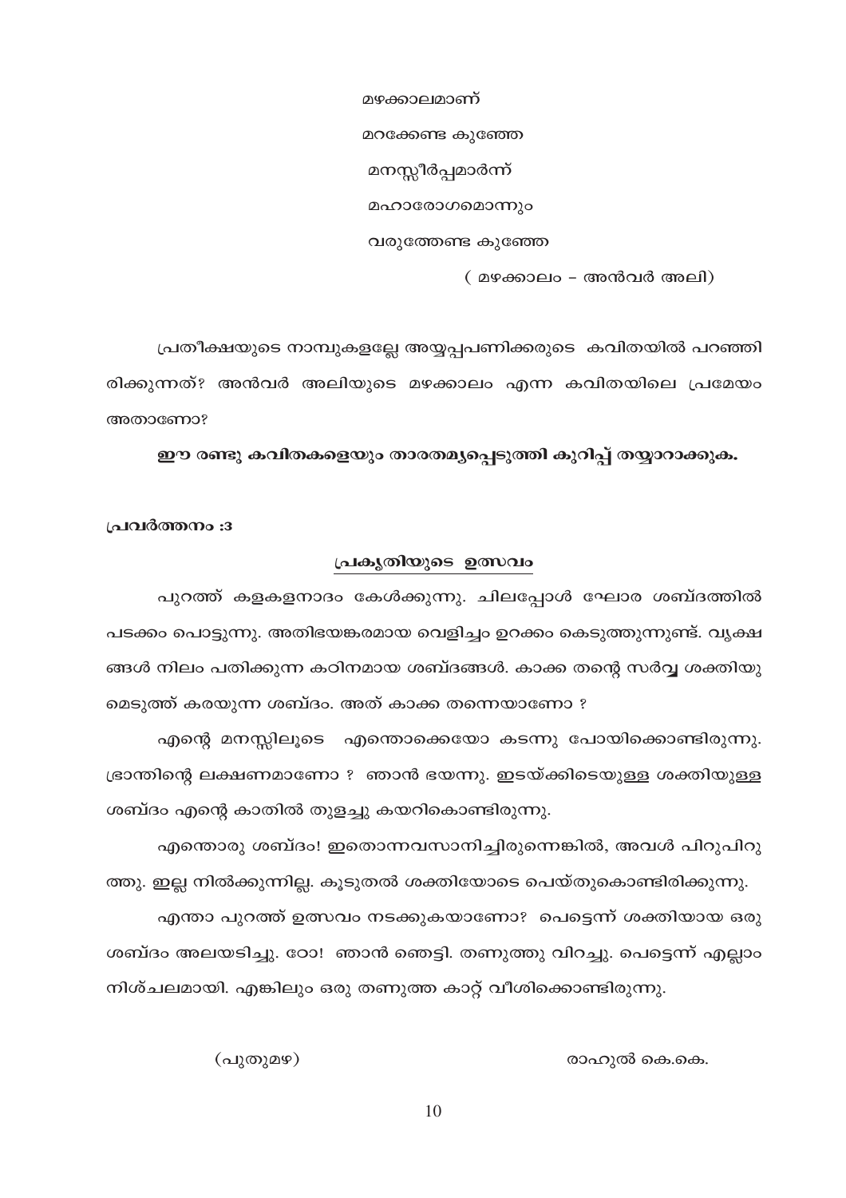മഴക്കാലമാണ്

മറക്കേണ്ട കുഞ്ഞേ

മനസ്സീർപ്പമാർന്ന്

മഹാരോഗമൊന്നും

വരുത്തേണ്ട കുഞ്ഞേ

( മഴക്കാലം – അൻവർ അലി)

പ്രതീക്ഷയുടെ നാമ്പുകളല്ലേ അയ്യപ്പപണിക്കരുടെ കവിതയിൽ പറഞ്ഞിരിക്കുന്നത്? അൻവർ അലിയുടെ മഴക്കാലം എന്ന കവിതയിലെ പ്രമേയം അതാണോ?

**ഈ രണ്ടു കവിതകളെയും താരതമ്യപ്പെടുത്തി കുറിപ്പ് തയ്യാറാക്കുക.**

**പ്രവർത്തനം :3**

## പ്രകൃതിയുടെ ഉത്സവം

പുറത്ത് കളകളനാദം കേൾക്കുന്നു. ചിലപ്പോൾ ഘോര ശബ്ദത്തിൽ പടക്കം പൊട്ടുന്നു. അതിഭയങ്കരമായ വെളിച്ചം ഉറക്കം കെടുത്തുന്നുണ്ട്. വൃക്ഷങ്ങൾ നിലം പതിക്കുന്ന കഠിനമായ ശബ്ദങ്ങൾ. കാക്ക തന്റെ സർവ്വ ശക്തിയുമെടുത്ത് കരയുന്ന ശബ്ദം. അത് കാക്ക തന്നെയാണോ ?

എന്റെ മനസ്സിലൂടെ എന്തൊക്കെയോ കടന്നു പോയിക്കൊണ്ടിരുന്നു. ഭ്രാന്തിന്റെ ലക്ഷണമാണോ ? ഞാൻ ഭയന്നു. ഇടയ്ക്കിടെയുള്ള ശക്തിയുള്ള ശബ്ദം എന്റെ കാതിൽ തുളച്ചു കയറികൊണ്ടിരുന്നു.

എന്തൊരു ശബ്ദം! ഇതൊന്നവസാനിച്ചിരുന്നെങ്കിൽ, അവൾ പിറുപിറുത്തു. ഇല്ല നിൽക്കുന്നില്ല. കൂടുതൽ ശക്തിയോടെ പെയ്തുകൊണ്ടിരിക്കുന്നു.

എന്താ പുറത്ത് ഉത്സവം നടക്കുകയാണോ? പെട്ടെന്ന് ശക്തിയായ ഒരു ശബ്ദം അലയടിച്ചു. ഠോ! ഞാൻ ഞെട്ടി. തണുത്തു വിറച്ചു. പെട്ടെന്ന് എല്ലാം നിശ്ചലമായി. എങ്കിലും ഒരു തണുത്ത കാറ്റ് വീശിക്കൊണ്ടിരുന്നു.

(പുതുമഴ) രാഹുൽ കെ.കെ.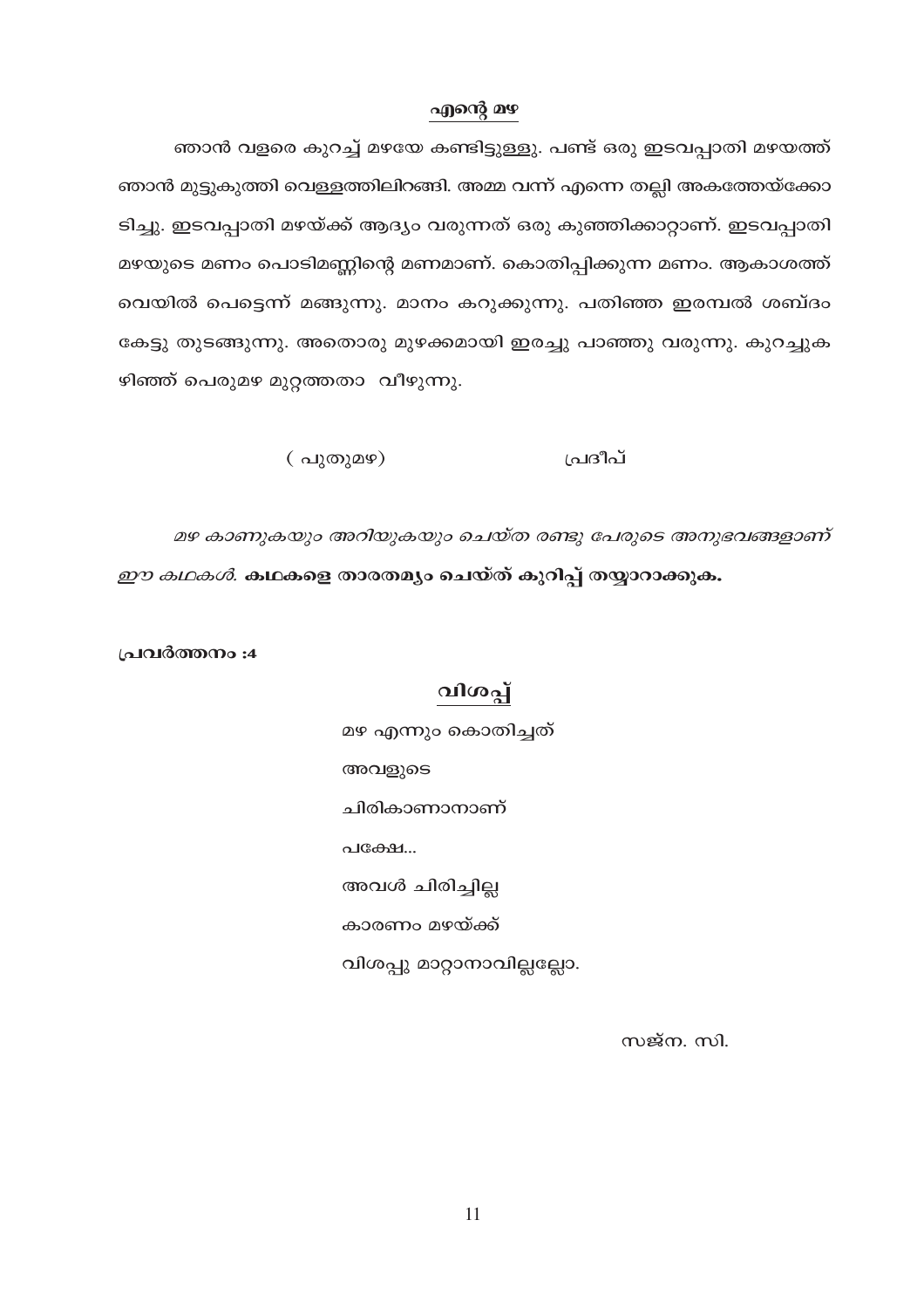## എന്റെ മഴ

ഞാൻ വളരെ കുറച്ച് മഴയേ കണ്ടിട്ടുള്ളു. പണ്ട് ഒരു ഇടവപ്പാതി മഴയത്ത് ഞാൻ മുട്ടുകുത്തി വെള്ളത്തിലിറങ്ങി. അമ്മ വന്ന് എന്നെ തല്ലി അകത്തേയ്ക്കോടിച്ചു. ഇടവപ്പാതി മഴയ്ക്ക് ആദ്യം വരുന്നത് ഒരു കുഞ്ഞിക്കാറ്റാണ്. ഇടവപ്പാതി മഴയുടെ മണം പൊടിമണ്ണിന്റെ മണമാണ്. കൊതിപ്പിക്കുന്ന മണം. ആകാശത്ത് വെയിൽ പെട്ടെന്ന് മങ്ങുന്നു. മാനം കറുക്കുന്നു. പതിഞ്ഞ ഇരമ്പൽ ശബ്ദം കേട്ടു തുടങ്ങുന്നു. അതൊരു മുഴക്കമായി ഇരച്ചു പാഞ്ഞു വരുന്നു. കുറച്ചുകഴിഞ്ഞ് പെരുമഴ മുറ്റത്തതാ വീഴുന്നു.

( പുതുമഴ) പ്രദീപ്

*മഴ കാണുകയും അറിയുകയും ചെയ്ത രണ്ടു പേരുടെ അനുഭവങ്ങളാണ് ഈ കഥകൾ.* **കഥകളെ താരതമ്യം ചെയ്ത് കുറിപ്പ് തയ്യാറാക്കുക.**

**പ്രവർത്തനം :4**

## വിശപ്പ്

മഴ എന്നും കൊതിച്ചത്
അവളുടെ
ചിരികാണാനാണ്
പക്ഷേ...
അവൾ ചിരിച്ചില്ല
കാരണം മഴയ്ക്ക്
വിശപ്പു മാറ്റാനാവില്ലല്ലോ.

സജ്ന. സി.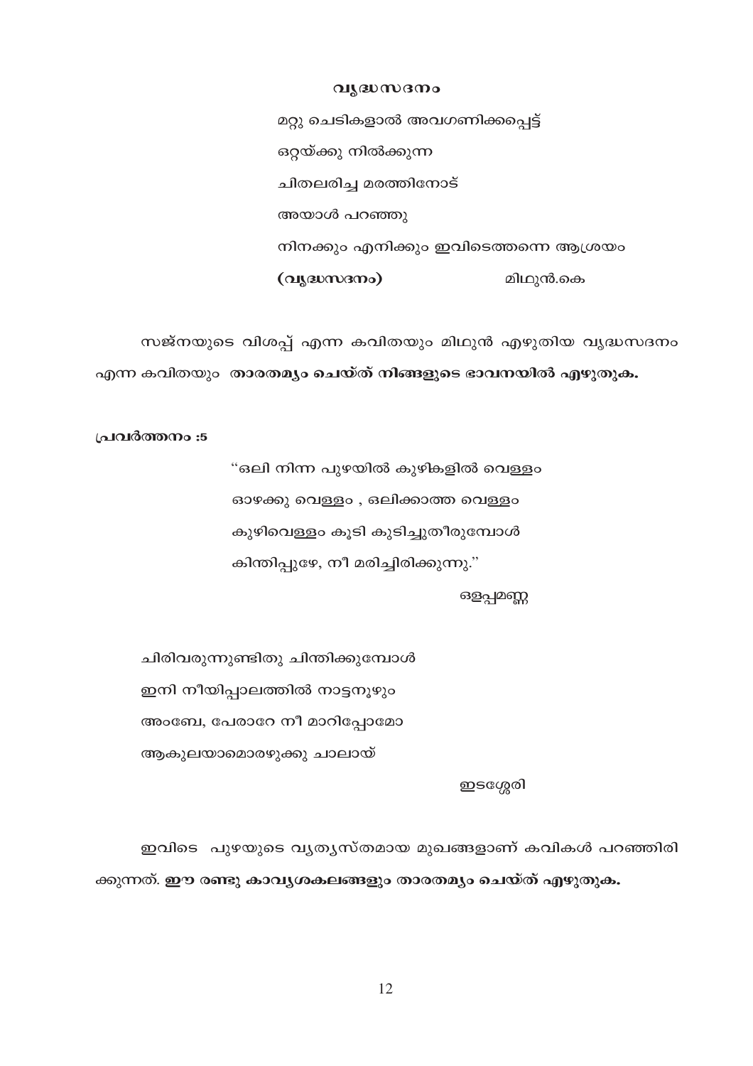**വൃദ്ധസദനം**

മറ്റു ചെടികളാൽ അവഗണിക്കപ്പെട്ട്  
ഒറ്റയ്ക്കു നിൽക്കുന്ന  
ചിതലരിച്ച മരത്തിനോട്  
അയാൾ പറഞ്ഞു  
നിനക്കും എനിക്കും ഇവിടെത്തന്നെ ആശ്രയം

**(വൃദ്ധസദനം)** മിഥുൻ.കെ

സജ്നയുടെ വിശപ്പ് എന്ന കവിതയും മിഥുൻ എഴുതിയ വൃദ്ധസദനം എന്ന കവിതയും **താരതമ്യം ചെയ്ത് നിങ്ങളുടെ ഭാവനയിൽ എഴുതുക.**

**പ്രവർത്തനം :5**

"ഒലി നിന്ന പുഴയിൽ കുഴികളിൽ വെള്ളം  
ഓഴക്കു വെള്ളം , ഒലിക്കാത്ത വെള്ളം  
കുഴിവെള്ളം കൂടി കുടിച്ചുതീരുമ്പോൾ  
കിന്തിപ്പുഴേ, നീ മരിച്ചിരിക്കുന്നു."

ഒളപ്പമണ്ണ

ചിരിവരുന്നുണ്ടിതു ചിന്തിക്കുമ്പോൾ  
ഇനി നീയിപ്പാലത്തിൽ നാട്ടനൂഴും  
അംബേ, പേരാറേ നീ മാറിപ്പോമോ  
ആകുലയാമൊരഴുക്കു ചാലായ്

ഇടശ്ശേരി

ഇവിടെ പുഴയുടെ വ്യത്യസ്തമായ മുഖങ്ങളാണ് കവികൾ പറഞ്ഞിരിക്കുന്നത്. **ഈ രണ്ടു കാവ്യശകലങ്ങളും താരതമ്യം ചെയ്ത് എഴുതുക.**